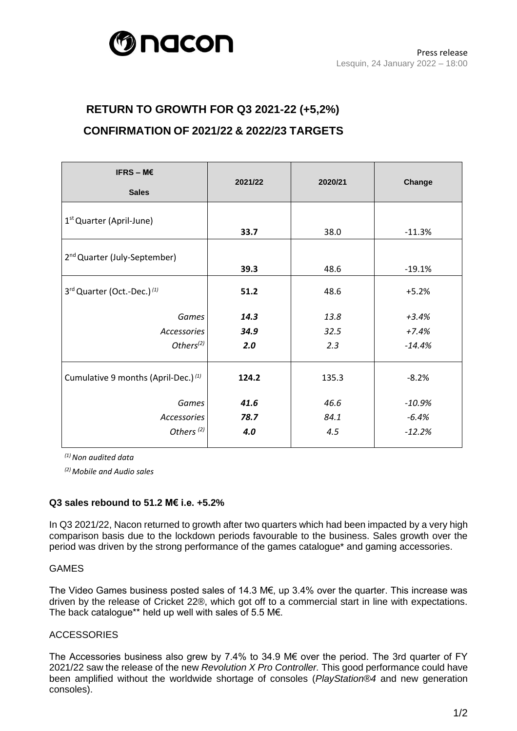Press release
Lesquin, 24 January 2022 – 18:00

# RETURN TO GROWTH FOR Q3 2021-22 (+5,2%)

## CONFIRMATION OF 2021/22 & 2022/23 TARGETS

| IFRS – M€ Sales | 2021/22 | 2020/21 | Change |
|---|---|---|---|
| 1st Quarter (April-June) | **33.7** | 38.0 | -11.3% |
| 2nd Quarter (July-September) | **39.3** | 48.6 | -19.1% |
| 3rd Quarter (Oct.-Dec.) (1) | **51.2** | 48.6 | +5.2% |
| *Games* | ***14.3*** | *13.8* | *+3.4%* |
| *Accessories* | ***34.9*** | *32.5* | *+7.4%* |
| *Others (2)* | ***2.0*** | *2.3* | *-14.4%* |
| Cumulative 9 months (April-Dec.) (1) | **124.2** | 135.3 | -8.2% |
| *Games* | ***41.6*** | *46.6* | *-10.9%* |
| *Accessories* | ***78.7*** | *84.1* | *-6.4%* |
| *Others (2)* | ***4.0*** | *4.5* | *-12.2%* |

*(1) Non audited data*

*(2) Mobile and Audio sales*

**Q3 sales rebound to 51.2 M€ i.e. +5.2%**

In Q3 2021/22, Nacon returned to growth after two quarters which had been impacted by a very high comparison basis due to the lockdown periods favourable to the business. Sales growth over the period was driven by the strong performance of the games catalogue* and gaming accessories.

GAMES

The Video Games business posted sales of 14.3 M€, up 3.4% over the quarter. This increase was driven by the release of Cricket 22®, which got off to a commercial start in line with expectations. The back catalogue** held up well with sales of 5.5 M€.

ACCESSORIES

The Accessories business also grew by 7.4% to 34.9 M€ over the period. The 3rd quarter of FY 2021/22 saw the release of the new *Revolution X Pro Controller.* This good performance could have been amplified without the worldwide shortage of consoles (*PlayStation®4* and new generation consoles).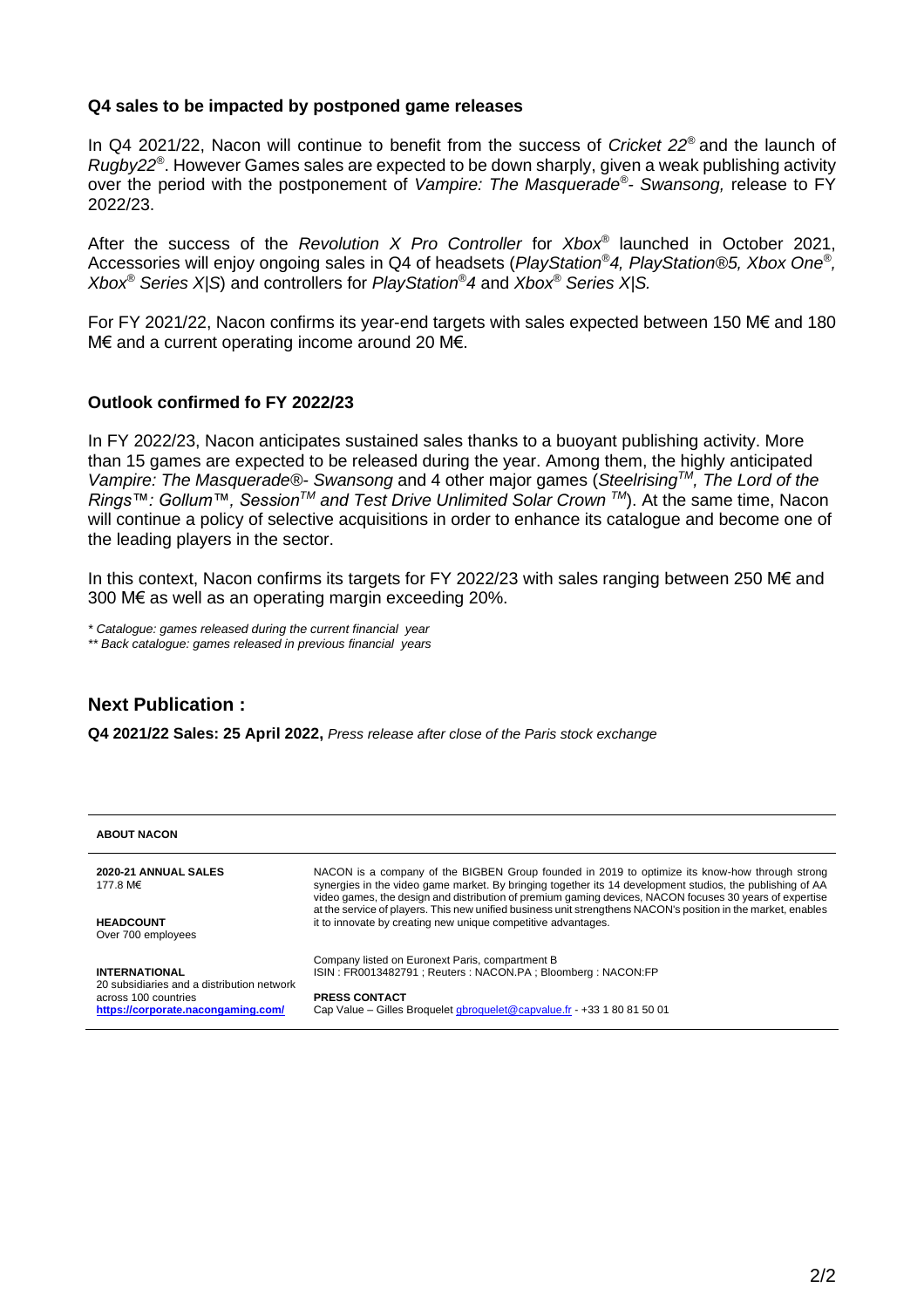### Q4 sales to be impacted by postponed game releases

In Q4 2021/22, Nacon will continue to benefit from the success of *Cricket 22®* and the launch of *Rugby22®*. However Games sales are expected to be down sharply, given a weak publishing activity over the period with the postponement of *Vampire: The Masquerade® - Swansong,* release to FY 2022/23.

After the success of the *Revolution X Pro Controller* for *Xbox®* launched in October 2021, Accessories will enjoy ongoing sales in Q4 of headsets (*PlayStation®4, PlayStation®5, Xbox One®, Xbox® Series X|S*) and controllers for *PlayStation®4* and *Xbox® Series X|S.*

For FY 2021/22, Nacon confirms its year-end targets with sales expected between 150 M€ and 180 M€ and a current operating income around 20 M€.

### Outlook confirmed fo FY 2022/23

In FY 2022/23, Nacon anticipates sustained sales thanks to a buoyant publishing activity. More than 15 games are expected to be released during the year. Among them, the highly anticipated *Vampire: The Masquerade®- Swansong* and 4 other major games (*Steelrising™, The Lord of the Rings™: Gollum™, Session™ and Test Drive Unlimited Solar Crown ™*). At the same time, Nacon will continue a policy of selective acquisitions in order to enhance its catalogue and become one of the leading players in the sector.

In this context, Nacon confirms its targets for FY 2022/23 with sales ranging between 250 M€ and 300 M€ as well as an operating margin exceeding 20%.

*\* Catalogue: games released during the current financial year*
*\*\* Back catalogue: games released in previous financial years*

## Next Publication :

**Q4 2021/22 Sales: 25 April 2022,** *Press release after close of the Paris stock exchange*

---

**ABOUT NACON**

**2020-21 ANNUAL SALES**
177.8 M€

**HEADCOUNT**
Over 700 employees

**INTERNATIONAL**
20 subsidiaries and a distribution network across 100 countries
**https://corporate.nacongaming.com/**

NACON is a company of the BIGBEN Group founded in 2019 to optimize its know-how through strong synergies in the video game market. By bringing together its 14 development studios, the publishing of AA video games, the design and distribution of premium gaming devices, NACON focuses 30 years of expertise at the service of players. This new unified business unit strengthens NACON's position in the market, enables it to innovate by creating new unique competitive advantages.

Company listed on Euronext Paris, compartment B
ISIN : FR0013482791 ; Reuters : NACON.PA ; Bloomberg : NACON:FP

**PRESS CONTACT**
Cap Value – Gilles Broquelet gbroquelet@capvalue.fr - +33 1 80 81 50 01